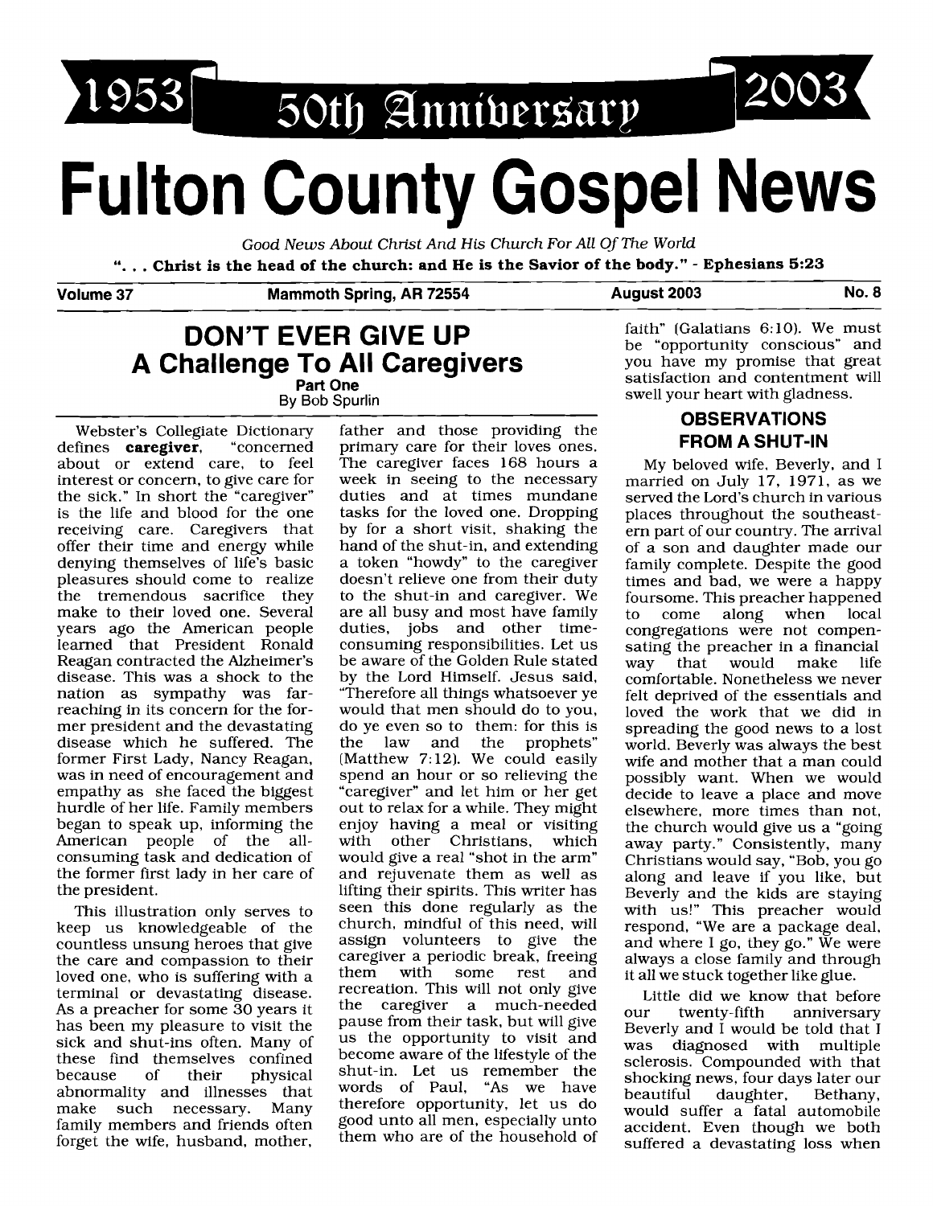1953 50th Anniversary 2003

# Fulton County Gospel News

*Good News About Christ And His Church For All Of The World*

**". . . Christ is the head of the church: and He is the Savior of the body." - Ephesians 5:23**

**Volume 37** | **Mammoth Spring, AR 72554** | **August 2003** | **No. 8**

## DON'T EVER GIVE UP
## A Challenge To All Caregivers

**Part One**

By Bob Spurlin

Webster's Collegiate Dictionary defines **caregiver**, "concerned about or extend care, to feel interest or concern, to give care for the sick." In short the "caregiver" is the life and blood for the one receiving care. Caregivers that offer their time and energy while denying themselves of life's basic pleasures should come to realize the tremendous sacrifice they make to their loved one. Several years ago the American people learned that President Ronald Reagan contracted the Alzheimer's disease. This was a shock to the nation as sympathy was far-reaching in its concern for the former president and the devastating disease which he suffered. The former First Lady, Nancy Reagan, was in need of encouragement and empathy as she faced the biggest hurdle of her life. Family members began to speak up, informing the American people of the all-consuming task and dedication of the former first lady in her care of the president.

This illustration only serves to keep us knowledgeable of the countless unsung heroes that give the care and compassion to their loved one, who is suffering with a terminal or devastating disease. As a preacher for some 30 years it has been my pleasure to visit the sick and shut-ins often. Many of these find themselves confined because of their physical abnormality and illnesses that make such necessary. Many family members and friends often forget the wife, husband, mother, father and those providing the primary care for their loves ones. The caregiver faces 168 hours a week in seeing to the necessary duties and at times mundane tasks for the loved one. Dropping by for a short visit, shaking the hand of the shut-in, and extending a token "howdy" to the caregiver doesn't relieve one from their duty to the shut-in and caregiver. We are all busy and most have family duties, jobs and other time-consuming responsibilities. Let us be aware of the Golden Rule stated by the Lord Himself. Jesus said, "Therefore all things whatsoever ye would that men should do to you, do ye even so to them: for this is the law and the prophets" (Matthew 7:12). We could easily spend an hour or so relieving the "caregiver" and let him or her get out to relax for a while. They might enjoy having a meal or visiting with other Christians, which would give a real "shot in the arm" and rejuvenate them as well as lifting their spirits. This writer has seen this done regularly as the church, mindful of this need, will assign volunteers to give the caregiver a periodic break, freeing them with some rest and recreation. This will not only give the caregiver a much-needed pause from their task, but will give us the opportunity to visit and become aware of the lifestyle of the shut-in. Let us remember the words of Paul, "As we have therefore opportunity, let us do good unto all men, especially unto them who are of the household of faith" (Galatians 6:10). We must be "opportunity conscious" and you have my promise that great satisfaction and contentment will swell your heart with gladness.

### OBSERVATIONS FROM A SHUT-IN

My beloved wife, Beverly, and I married on July 17, 1971, as we served the Lord's church in various places throughout the southeastern part of our country. The arrival of a son and daughter made our family complete. Despite the good times and bad, we were a happy foursome. This preacher happened to come along when local congregations were not compensating the preacher in a financial way that would make life comfortable. Nonetheless we never felt deprived of the essentials and loved the work that we did in spreading the good news to a lost world. Beverly was always the best wife and mother that a man could possibly want. When we would decide to leave a place and move elsewhere, more times than not, the church would give us a "going away party." Consistently, many Christians would say, "Bob, you go along and leave if you like, but Beverly and the kids are staying with us!" This preacher would respond, "We are a package deal, and where I go, they go." We were always a close family and through it all we stuck together like glue.

Little did we know that before our twenty-fifth anniversary Beverly and I would be told that I was diagnosed with multiple sclerosis. Compounded with that shocking news, four days later our beautiful daughter, Bethany, would suffer a fatal automobile accident. Even though we both suffered a devastating loss when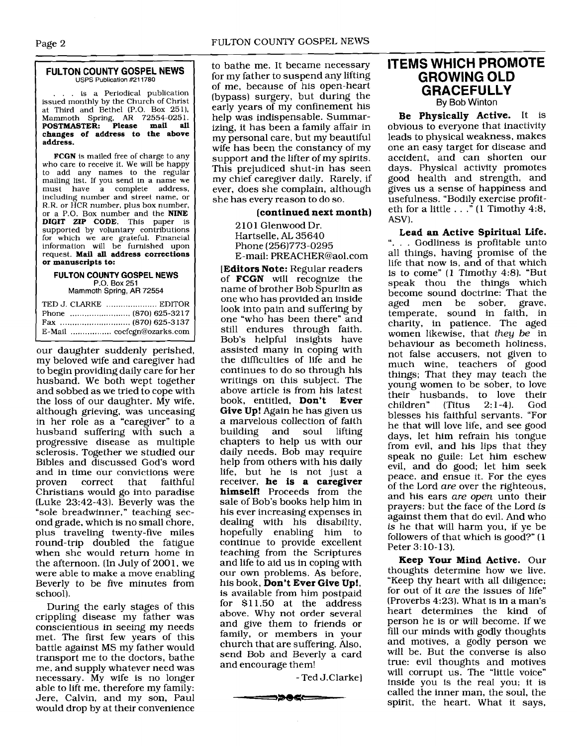**FULTON COUNTY GOSPEL NEWS**
USPS Publication #211780

. . . is a Periodical publication issued monthly by the Church of Christ at Third and Bethel (P.O. Box 251), Mammoth Spring, AR 72554-0251. **POSTMASTER: Please mail all changes of address to the above address.**

**FCGN** is mailed free of charge to any who care to receive it. We will be happy to add any names to the regular mailing list. If you send in a name we must have a complete address, including number and street name, or R.R. or HCR number, plus box number, or a P.O. Box number and the **NINE DIGIT ZIP CODE.** This paper is supported by voluntary contributions for which we are grateful. Financial information will be furnished upon request. **Mail all address corrections or manuscripts to:**

**FULTON COUNTY GOSPEL NEWS**
P.O. Box 251
Mammoth Spring, AR 72554

TED J. CLARKE ..................... EDITOR
Phone ......................... (870) 625-3217
Fax ............................. (870) 625-3137
E-Mail ................. cocfcgn@ozarks.com

our daughter suddenly perished, my beloved wife and caregiver had to begin providing daily care for her husband. We both wept together and sobbed as we tried to cope with the loss of our daughter. My wife, although grieving, was unceasing in her role as a "caregiver" to a husband suffering with such a progressive disease as multiple sclerosis. Together we studied our Bibles and discussed God's word and in time our convictions were proven correct that faithful Christians would go into paradise (Luke 23:42-43). Beverly was the "sole breadwinner," teaching second grade, which is no small chore, plus traveling twenty-five miles round-trip doubled the fatigue when she would return home in the afternoon. (In July of 2001, we were able to make a move enabling Beverly to be five minutes from school).

During the early stages of this crippling disease my father was conscientious in seeing my needs met. The first few years of this battle against MS my father would transport me to the doctors, bathe me, and supply whatever need was necessary. My wife is no longer able to lift me, therefore my family: Jere, Calvin, and my son, Paul would drop by at their convenience to bathe me. It became necessary for my father to suspend any lifting of me, because of his open-heart (bypass) surgery, but during the early years of my confinement his help was indispensable. Summarizing, it has been a family affair in my personal care, but my beautiful wife has been the constancy of my support and the lifter of my spirits. This prejudiced shut-in has seen my chief caregiver daily. Rarely, if ever, does she complain, although she has every reason to do so.

**(continued next month)**

2101 Glenwood Dr.
Hartselle, AL 35640
Phone (256)773-0295
E-mail: PREACHER@aol.com

[**Editors Note:** Regular readers of **FCGN** will recognize the name of brother Bob Spurlin as one who has provided an inside look into pain and suffering by one "who has been there" and still endures through faith. Bob's helpful insights have assisted many in coping with the difficulties of life and he continues to do so through his writings on this subject. The above article is from his latest book, entitled, **Don't Ever Give Up!** Again he has given us a marvelous collection of faith building and soul lifting chapters to help us with our daily needs. Bob may require help from others with his daily life, but he is not just a receiver, **he is a caregiver himself!** Proceeds from the sale of Bob's books help him in his ever increasing expenses in dealing with his disability, hopefully enabling him to continue to provide excellent teaching from the Scriptures and life to aid us in coping with our own problems. As before, his book, **Don't Ever Give Up!**, is available from him postpaid for $11.50 at the address above. Why not order several and give them to friends or family, or members in your church that are suffering. Also, send Bob and Beverly a card and encourage them!

- Ted J.Clarke]

# ITEMS WHICH PROMOTE GROWING OLD GRACEFULLY

By Bob Winton

**Be Physically Active.** It is obvious to everyone that inactivity leads to physical weakness, makes one an easy target for disease and accident, and can shorten our days. Physical activity promotes good health and strength, and gives us a sense of happiness and usefulness. "Bodily exercise profiteth for a little . . ." (1 Timothy 4:8, ASV).

**Lead an Active Spiritual Life.** ". . . Godliness is profitable unto all things, having promise of the life that now is, and of that which is to come" (1 Timothy 4:8). "But speak thou the things which become sound doctrine: That the aged men be sober, grave, temperate, sound in faith, in charity, in patience. The aged women likewise, that *they be* in behaviour as becometh holiness, not false accusers, not given to much wine, teachers of good things; That they may teach the young women to be sober, to love their husbands, to love their children" (Titus 2:1-4). God blesses his faithful servants. "For he that will love life, and see good days, let him refrain his tongue from evil, and his lips that they speak no guile: Let him eschew evil, and do good; let him seek peace, and ensue it. For the eyes of the Lord *are* over the righteous, and his ears *are open* unto their prayers: but the face of the Lord *is* against them that do evil. And who *is* he that will harm you, if ye be followers of that which is good?" (1 Peter 3:10-13).

**Keep Your Mind Active.** Our thoughts determine how we live. "Keep thy heart with all diligence; for out of it *are* the issues of life" (Proverbs 4:23). What is in a man's heart determines the kind of person he is or will become. If we fill our minds with godly thoughts and motives, a godly person we will be. But the converse is also true: evil thoughts and motives will corrupt us. The "little voice" inside you is the real you; it is called the inner man, the soul, the spirit, the heart. What it says,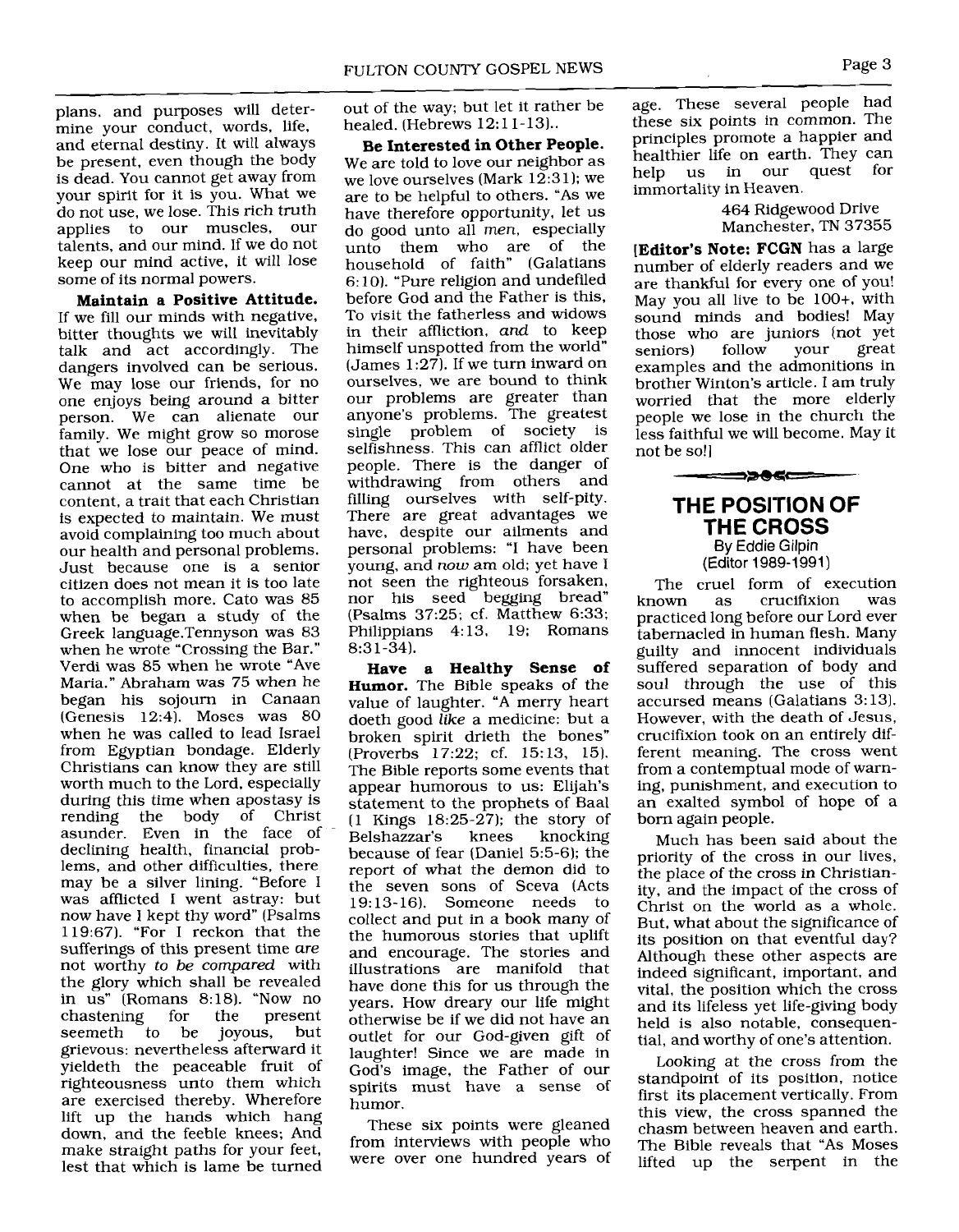plans, and purposes will determine your conduct, words, life, and eternal destiny. It will always be present, even though the body is dead. You cannot get away from your spirit for it is you. What we do not use, we lose. This rich truth applies to our muscles, our talents, and our mind. If we do not keep our mind active, it will lose some of its normal powers.

**Maintain a Positive Attitude.** If we fill our minds with negative, bitter thoughts we will inevitably talk and act accordingly. The dangers involved can be serious. We may lose our friends, for no one enjoys being around a bitter person. We can alienate our family. We might grow so morose that we lose our peace of mind. One who is bitter and negative cannot at the same time be content, a trait that each Christian is expected to maintain. We must avoid complaining too much about our health and personal problems. Just because one is a senior citizen does not mean it is too late to accomplish more. Cato was 85 when be began a study of the Greek language.Tennyson was 83 when he wrote "Crossing the Bar." Verdi was 85 when he wrote "Ave Maria." Abraham was 75 when he began his sojourn in Canaan (Genesis 12:4). Moses was 80 when he was called to lead Israel from Egyptian bondage. Elderly Christians can know they are still worth much to the Lord, especially during this time when apostasy is rending the body of Christ asunder. Even in the face of declining health, financial problems, and other difficulties, there may be a silver lining. "Before I was afflicted I went astray: but now have I kept thy word" (Psalms 119:67). "For I reckon that the sufferings of this present time *are* not worthy *to be compared* with the glory which shall be revealed in us" (Romans 8:18). "Now no chastening for the present seemeth to be joyous, but grievous: nevertheless afterward it yieldeth the peaceable fruit of righteousness unto them which are exercised thereby. Wherefore lift up the hands which hang down, and the feeble knees; And make straight paths for your feet, lest that which is lame be turned out of the way; but let it rather be healed. (Hebrews 12:11-13)..

**Be Interested in Other People.** We are told to love our neighbor as we love ourselves (Mark 12:31); we are to be helpful to others. "As we have therefore opportunity, let us do good unto all *men*, especially unto them who are of the household of faith" (Galatians 6:10). "Pure religion and undefiled before God and the Father is this, To visit the fatherless and widows in their affliction, *and* to keep himself unspotted from the world" (James 1:27). If we turn inward on ourselves, we are bound to think our problems are greater than anyone's problems. The greatest single problem of society is selfishness. This can afflict older people. There is the danger of withdrawing from others and filling ourselves with self-pity. There are great advantages we have, despite our ailments and personal problems: "I have been young, and *now* am old; yet have I not seen the righteous forsaken, nor his seed begging bread" (Psalms 37:25; cf. Matthew 6:33; Philippians 4:13, 19; Romans 8:31-34).

**Have a Healthy Sense of Humor.** The Bible speaks of the value of laughter. "A merry heart doeth good *like* a medicine: but a broken spirit drieth the bones" (Proverbs 17:22; cf. 15:13, 15). The Bible reports some events that appear humorous to us: Elijah's statement to the prophets of Baal (1 Kings 18:25-27); the story of Belshazzar's knees knocking because of fear (Daniel 5:5-6); the report of what the demon did to the seven sons of Sceva (Acts 19:13-16). Someone needs to collect and put in a book many of the humorous stories that uplift and encourage. The stories and illustrations are manifold that have done this for us through the years. How dreary our life might otherwise be if we did not have an outlet for our God-given gift of laughter! Since we are made in God's image, the Father of our spirits must have a sense of humor.

These six points were gleaned from interviews with people who were over one hundred years of age. These several people had these six points in common. The principles promote a happier and healthier life on earth. They can help us in our quest for immortality in Heaven.

464 Ridgewood Drive
Manchester, TN 37355

[**Editor's Note: FCGN** has a large number of elderly readers and we are thankful for every one of you! May you all live to be 100+, with sound minds and bodies! May those who are juniors (not yet seniors) follow your great examples and the admonitions in brother Winton's article. I am truly worried that the more elderly people we lose in the church the less faithful we will become. May it not be so!]

## THE POSITION OF THE CROSS

By Eddie Gilpin
(Editor 1989-1991)

The cruel form of execution known as crucifixion was practiced long before our Lord ever tabernacled in human flesh. Many guilty and innocent individuals suffered separation of body and soul through the use of this accursed means (Galatians 3:13). However, with the death of Jesus, crucifixion took on an entirely different meaning. The cross went from a contemptual mode of warning, punishment, and execution to an exalted symbol of hope of a born again people.

Much has been said about the priority of the cross in our lives, the place of the cross in Christianity, and the impact of the cross of Christ on the world as a whole. But, what about the significance of its position on that eventful day? Although these other aspects are indeed significant, important, and vital, the position which the cross and its lifeless yet life-giving body held is also notable, consequential, and worthy of one's attention.

Looking at the cross from the standpoint of its position, notice first its placement vertically. From this view, the cross spanned the chasm between heaven and earth. The Bible reveals that "As Moses lifted up the serpent in the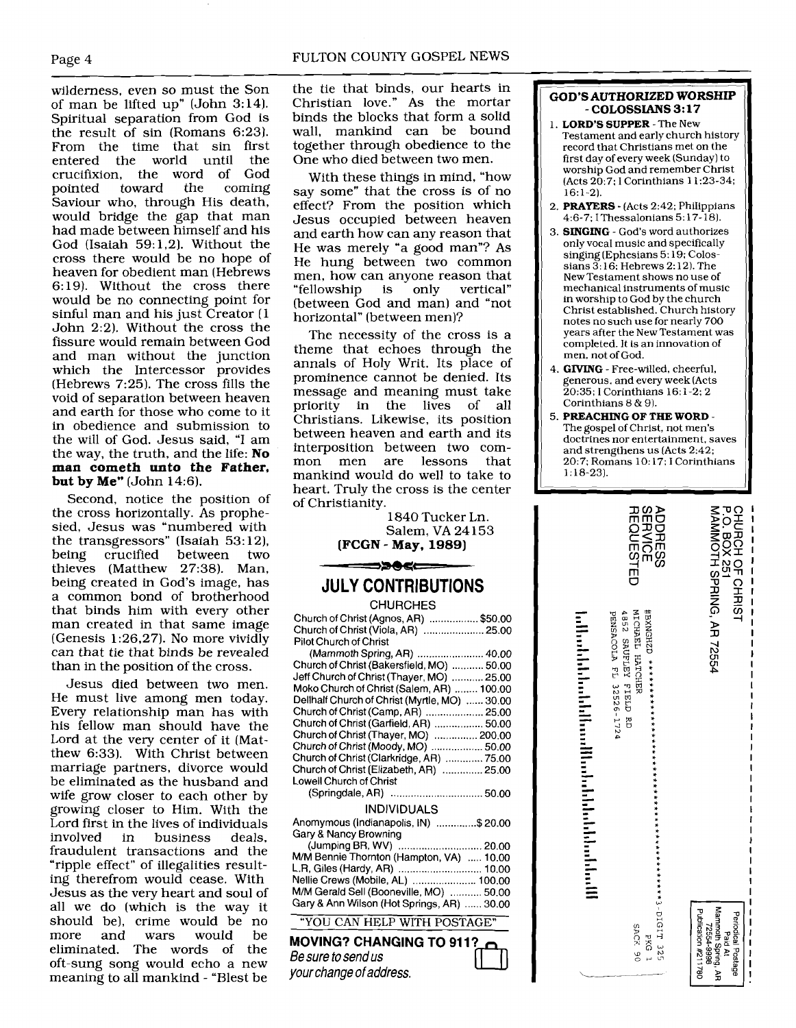wilderness, even so must the Son of man be lifted up" (John 3:14). Spiritual separation from God is the result of sin (Romans 6:23). From the time that sin first entered the world until the crucifixion, the word of God pointed toward the coming Saviour who, through His death, would bridge the gap that man had made between himself and his God (Isaiah 59:1,2). Without the cross there would be no hope of heaven for obedient man (Hebrews 6:19). Without the cross there would be no connecting point for sinful man and his just Creator (1 John 2:2). Without the cross the fissure would remain between God and man without the junction which the Intercessor provides (Hebrews 7:25). The cross fills the void of separation between heaven and earth for those who come to it in obedience and submission to the will of God. Jesus said, "I am the way, the truth, and the life: **No man cometh unto the Father, but by Me"** (John 14:6).

Second, notice the position of the cross horizontally. As prophesied, Jesus was "numbered with the transgressors" (Isaiah 53:12), being crucified between two thieves (Matthew 27:38). Man, being created in God's image, has a common bond of brotherhood that binds him with every other man created in that same image (Genesis 1:26,27). No more vividly can that tie that binds be revealed than in the position of the cross.

Jesus died between two men. He must live among men today. Every relationship man has with his fellow man should have the Lord at the very center of it (Matthew 6:33). With Christ between marriage partners, divorce would be eliminated as the husband and wife grow closer to each other by growing closer to Him. With the Lord first in the lives of individuals involved in business deals, fraudulent transactions and the "ripple effect" of illegalities resulting therefrom would cease. With Jesus as the very heart and soul of all we do (which is the way it should be), crime would be no more and wars would be eliminated. The words of the oft-sung song would echo a new meaning to all mankind - "Blest be the tie that binds, our hearts in Christian love." As the mortar binds the blocks that form a solid wall, mankind can be bound together through obedience to the One who died between two men.

With these things in mind, "how say some" that the cross is of no effect? From the position which Jesus occupied between heaven and earth how can any reason that He was merely "a good man"? As He hung between two common men, how can anyone reason that "fellowship is only vertical" (between God and man) and "not horizontal" (between men)?

The necessity of the cross is a theme that echoes through the annals of Holy Writ. Its place of prominence cannot be denied. Its message and meaning must take priority in the lives of all Christians. Likewise, its position between heaven and earth and its interposition between two common men are lessons that mankind would do well to take to heart. Truly the cross is the center of Christianity.

1840 Tucker Ln.
Salem, VA 24153
**(FCGN - May, 1989)**

## JULY CONTRIBUTIONS

### CHURCHES

| | |
|---|---|
| Church of Christ (Agnos, AR) | $50.00 |
| Church of Christ (Viola, AR) | 25.00 |
| Pilot Church of Christ (Mammoth Spring, AR) | 40.00 |
| Church of Christ (Bakersfield, MO) | 50.00 |
| Jeff Church of Christ (Thayer, MO) | 25.00 |
| Moko Church of Christ (Salem, AR) | 100.00 |
| Dellhalf Church of Christ (Myrtle, MO) | 30.00 |
| Church of Christ (Camp, AR) | 25.00 |
| Church of Christ (Garfield, AR) | 50.00 |
| Church of Christ (Thayer, MO) | 200.00 |
| Church of Christ (Moody, MO) | 50.00 |
| Church of Christ (Clarkridge, AR) | 75.00 |
| Church of Christ (Elizabeth, AR) | 25.00 |
| Lowell Church of Christ (Springdale, AR) | 50.00 |

### INDIVIDUALS

| | |
|---|---|
| Anomymous (Indianapolis, IN) | $20.00 |
| Gary & Nancy Browning (Jumping BR, WV) | 20.00 |
| M/M Bennie Thornton (Hampton, VA) | 10.00 |
| L.R. Giles (Hardy, AR) | 10.00 |
| Nellie Crews (Mobile, AL) | 100.00 |
| M/M Gerald Sell (Booneville, MO) | 50.00 |
| Gary & Ann Wilson (Hot Springs, AR) | 30.00 |

"YOU CAN HELP WITH POSTAGE"

**MOVING? CHANGING TO 911?**
*Be sure to send us your change of address.*

**GOD'S AUTHORIZED WORSHIP - COLOSSIANS 3:17**

1. **LORD'S SUPPER** - The New Testament and early church history record that Christians met on the first day of every week (Sunday) to worship God and remember Christ (Acts 20:7; I Corinthians 11:23-34; 16:1-2).
2. **PRAYERS** - (Acts 2:42; Philippians 4:6-7; I Thessalonians 5:17-18).
3. **SINGING** - God's word authorizes only vocal music and specifically singing (Ephesians 5:19; Colossians 3:16; Hebrews 2:12). The New Testament shows no use of mechanical instruments of music in worship to God by the church Christ established. Church history notes no such use for nearly 700 years after the New Testament was completed. It is an innovation of men, not of God.
4. **GIVING** - Free-willed, cheerful, generous, and every week (Acts 20:35; I Corinthians 16:1-2; 2 Corinthians 8 & 9).
5. **PREACHING OF THE WORD** - The gospel of Christ, not men's doctrines nor entertainment, saves and strengthens us (Acts 2:42; 20:7; Romans 10:17; I Corinthians 1:18-23).

CHURCH OF CHRIST
P.O. BOX 251
MAMMOTH SPRING, AR 72554

ADDRESS SERVICE REQUESTED

Periodical Postage Paid At Mammoth Spring, AR 72554-9998 Publication #211780

#BXNGHZD ******************3-DIGIT 325
MICHAEL HATCHER
4852 SAUFLEY FIELD RD
PENSACOLA FL 32526-1724
PKG 1
SACK 90